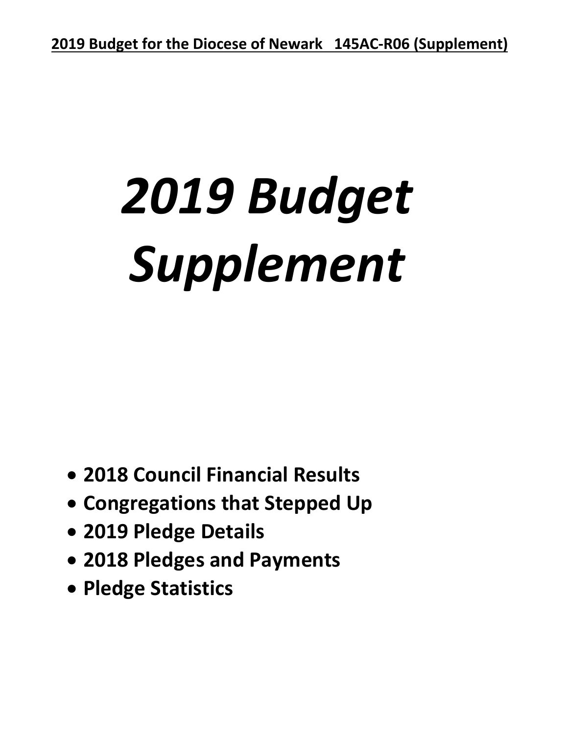**2019 Budget for the Diocese of Newark 145AC-R06 (Supplement)**

# *2019 Budget Supplement*

- **2018 Council Financial Results**
- **Congregations that Stepped Up**
- **2019 Pledge Details**
- **2018 Pledges and Payments**
- **Pledge Statistics**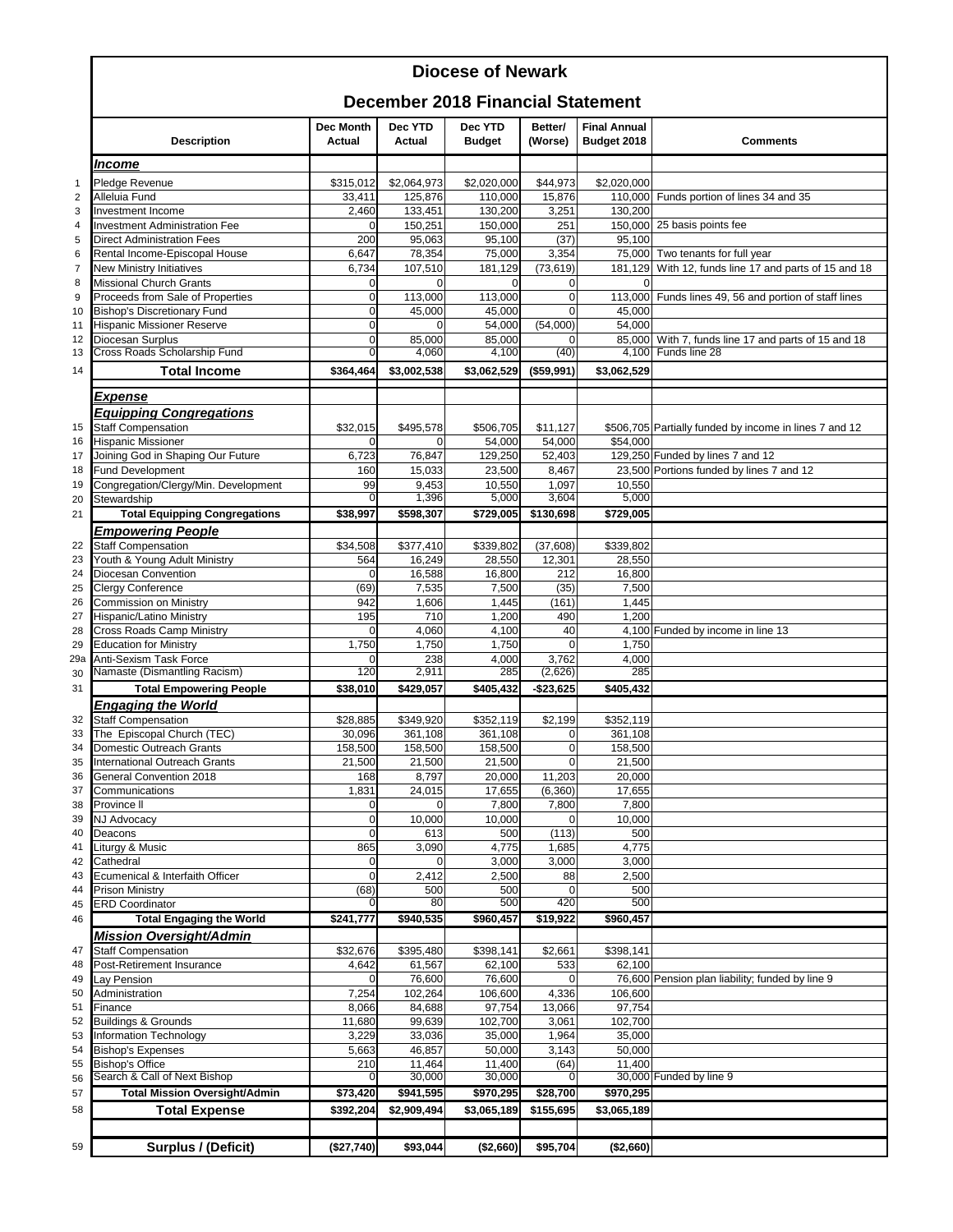# Diocese of Newark

## December 2018 Financial Statement

| | Description | Dec Month Actual | Dec YTD Actual | Dec YTD Budget | Better/ (Worse) | Final Annual Budget 2018 | Comments |
|---|---|---|---|---|---|---|---|
| | ***Income*** | | | | | | |
| 1 | Pledge Revenue | $315,012 | $2,064,973 | $2,020,000 | $44,973 | $2,020,000 | |
| 2 | Alleluia Fund | 33,411 | 125,876 | 110,000 | 15,876 | 110,000 | Funds portion of lines 34 and 35 |
| 3 | Investment Income | 2,460 | 133,451 | 130,200 | 3,251 | 130,200 | |
| 4 | Investment Administration Fee | 0 | 150,251 | 150,000 | 251 | 150,000 | 25 basis points fee |
| 5 | Direct Administration Fees | 200 | 95,063 | 95,100 | (37) | 95,100 | |
| 6 | Rental Income-Episcopal House | 6,647 | 78,354 | 75,000 | 3,354 | 75,000 | Two tenants for full year |
| 7 | New Ministry Initiatives | 6,734 | 107,510 | 181,129 | (73,619) | 181,129 | With 12, funds line 17 and parts of 15 and 18 |
| 8 | Missional Church Grants | 0 | 0 | 0 | 0 | 0 | |
| 9 | Proceeds from Sale of Properties | 0 | 113,000 | 113,000 | 0 | 113,000 | Funds lines 49, 56 and portion of staff lines |
| 10 | Bishop's Discretionary Fund | 0 | 45,000 | 45,000 | 0 | 45,000 | |
| 11 | Hispanic Missioner Reserve | 0 | 0 | 54,000 | (54,000) | 54,000 | |
| 12 | Diocesan Surplus | 0 | 85,000 | 85,000 | 0 | 85,000 | With 7, funds line 17 and parts of 15 and 18 |
| 13 | Cross Roads Scholarship Fund | 0 | 4,060 | 4,100 | (40) | 4,100 | Funds line 28 |
| 14 | **Total Income** | **$364,464** | **$3,002,538** | **$3,062,529** | **($59,991)** | **$3,062,529** | |
| | ***Expense*** | | | | | | |
| | ***Equipping Congregations*** | | | | | | |
| 15 | Staff Compensation | $32,015 | $495,578 | $506,705 | $11,127 | $506,705 | Partially funded by income in lines 7 and 12 |
| 16 | Hispanic Missioner | 0 | 0 | 54,000 | 54,000 | $54,000 | |
| 17 | Joining God in Shaping Our Future | 6,723 | 76,847 | 129,250 | 52,403 | 129,250 | Funded by lines 7 and 12 |
| 18 | Fund Development | 160 | 15,033 | 23,500 | 8,467 | 23,500 | Portions funded by lines 7 and 12 |
| 19 | Congregation/Clergy/Min. Development | 99 | 9,453 | 10,550 | 1,097 | 10,550 | |
| 20 | Stewardship | 0 | 1,396 | 5,000 | 3,604 | 5,000 | |
| 21 | **Total Equipping Congregations** | **$38,997** | **$598,307** | **$729,005** | **$130,698** | **$729,005** | |
| | ***Empowering People*** | | | | | | |
| 22 | Staff Compensation | $34,508 | $377,410 | $339,802 | (37,608) | $339,802 | |
| 23 | Youth & Young Adult Ministry | 564 | 16,249 | 28,550 | 12,301 | 28,550 | |
| 24 | Diocesan Convention | 0 | 16,588 | 16,800 | 212 | 16,800 | |
| 25 | Clergy Conference | (69) | 7,535 | 7,500 | (35) | 7,500 | |
| 26 | Commission on Ministry | 942 | 1,606 | 1,445 | (161) | 1,445 | |
| 27 | Hispanic/Latino Ministry | 195 | 710 | 1,200 | 490 | 1,200 | |
| 28 | Cross Roads Camp Ministry | 0 | 4,060 | 4,100 | 40 | 4,100 | Funded by income in line 13 |
| 29 | Education for Ministry | 1,750 | 1,750 | 1,750 | 0 | 1,750 | |
| 29a | Anti-Sexism Task Force | 0 | 238 | 4,000 | 3,762 | 4,000 | |
| 30 | Namaste (Dismantling Racism) | 120 | 2,911 | 285 | (2,626) | 285 | |
| 31 | **Total Empowering People** | **$38,010** | **$429,057** | **$405,432** | **-$23,625** | **$405,432** | |
| | ***Engaging the World*** | | | | | | |
| 32 | Staff Compensation | $28,885 | $349,920 | $352,119 | $2,199 | $352,119 | |
| 33 | The Episcopal Church (TEC) | 30,096 | 361,108 | 361,108 | 0 | 361,108 | |
| 34 | Domestic Outreach Grants | 158,500 | 158,500 | 158,500 | 0 | 158,500 | |
| 35 | International Outreach Grants | 21,500 | 21,500 | 21,500 | 0 | 21,500 | |
| 36 | General Convention 2018 | 168 | 8,797 | 20,000 | 11,203 | 20,000 | |
| 37 | Communications | 1,831 | 24,015 | 17,655 | (6,360) | 17,655 | |
| 38 | Province II | 0 | 0 | 7,800 | 7,800 | 7,800 | |
| 39 | NJ Advocacy | 0 | 10,000 | 10,000 | 0 | 10,000 | |
| 40 | Deacons | 0 | 613 | 500 | (113) | 500 | |
| 41 | Liturgy & Music | 865 | 3,090 | 4,775 | 1,685 | 4,775 | |
| 42 | Cathedral | 0 | 0 | 3,000 | 3,000 | 3,000 | |
| 43 | Ecumenical & Interfaith Officer | 0 | 2,412 | 2,500 | 88 | 2,500 | |
| 44 | Prison Ministry | (68) | 500 | 500 | 0 | 500 | |
| 45 | ERD Coordinator | 0 | 80 | 500 | 420 | 500 | |
| 46 | **Total Engaging the World** | **$241,777** | **$940,535** | **$960,457** | **$19,922** | **$960,457** | |
| | ***Mission Oversight/Admin*** | | | | | | |
| 47 | Staff Compensation | $32,676 | $395,480 | $398,141 | $2,661 | $398,141 | |
| 48 | Post-Retirement Insurance | 4,642 | 61,567 | 62,100 | 533 | 62,100 | |
| 49 | Lay Pension | 0 | 76,600 | 76,600 | 0 | 76,600 | Pension plan liability; funded by line 9 |
| 50 | Administration | 7,254 | 102,264 | 106,600 | 4,336 | 106,600 | |
| 51 | Finance | 8,066 | 84,688 | 97,754 | 13,066 | 97,754 | |
| 52 | Buildings & Grounds | 11,680 | 99,639 | 102,700 | 3,061 | 102,700 | |
| 53 | Information Technology | 3,229 | 33,036 | 35,000 | 1,964 | 35,000 | |
| 54 | Bishop's Expenses | 5,663 | 46,857 | 50,000 | 3,143 | 50,000 | |
| 55 | Bishop's Office | 210 | 11,464 | 11,400 | (64) | 11,400 | |
| 56 | Search & Call of Next Bishop | 0 | 30,000 | 30,000 | 0 | 30,000 | Funded by line 9 |
| 57 | **Total Mission Oversight/Admin** | **$73,420** | **$941,595** | **$970,295** | **$28,700** | **$970,295** | |
| 58 | **Total Expense** | **$392,204** | **$2,909,494** | **$3,065,189** | **$155,695** | **$3,065,189** | |
| 59 | **Surplus / (Deficit)** | **($27,740)** | **$93,044** | **($2,660)** | **$95,704** | **($2,660)** | |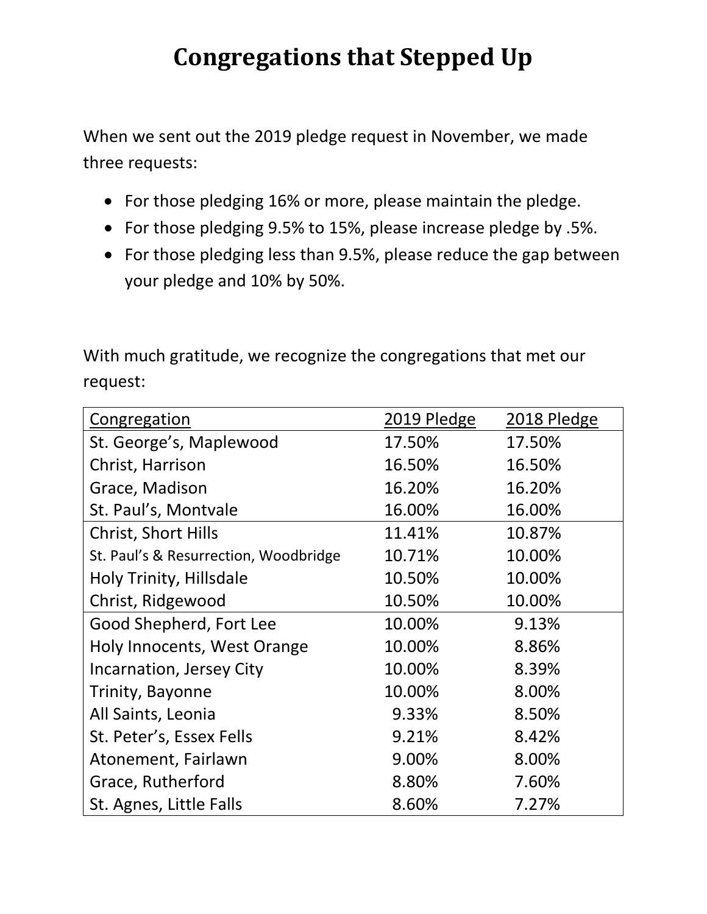# Congregations that Stepped Up

When we sent out the 2019 pledge request in November, we made three requests:

- For those pledging 16% or more, please maintain the pledge.
- For those pledging 9.5% to 15%, please increase pledge by .5%.
- For those pledging less than 9.5%, please reduce the gap between your pledge and 10% by 50%.

With much gratitude, we recognize the congregations that met our request:

| Congregation | 2019 Pledge | 2018 Pledge |
|---|---|---|
| St. George's, Maplewood | 17.50% | 17.50% |
| Christ, Harrison | 16.50% | 16.50% |
| Grace, Madison | 16.20% | 16.20% |
| St. Paul's, Montvale | 16.00% | 16.00% |
| Christ, Short Hills | 11.41% | 10.87% |
| St. Paul's & Resurrection, Woodbridge | 10.71% | 10.00% |
| Holy Trinity, Hillsdale | 10.50% | 10.00% |
| Christ, Ridgewood | 10.50% | 10.00% |
| Good Shepherd, Fort Lee | 10.00% | 9.13% |
| Holy Innocents, West Orange | 10.00% | 8.86% |
| Incarnation, Jersey City | 10.00% | 8.39% |
| Trinity, Bayonne | 10.00% | 8.00% |
| All Saints, Leonia | 9.33% | 8.50% |
| St. Peter's, Essex Fells | 9.21% | 8.42% |
| Atonement, Fairlawn | 9.00% | 8.00% |
| Grace, Rutherford | 8.80% | 7.60% |
| St. Agnes, Little Falls | 8.60% | 7.27% |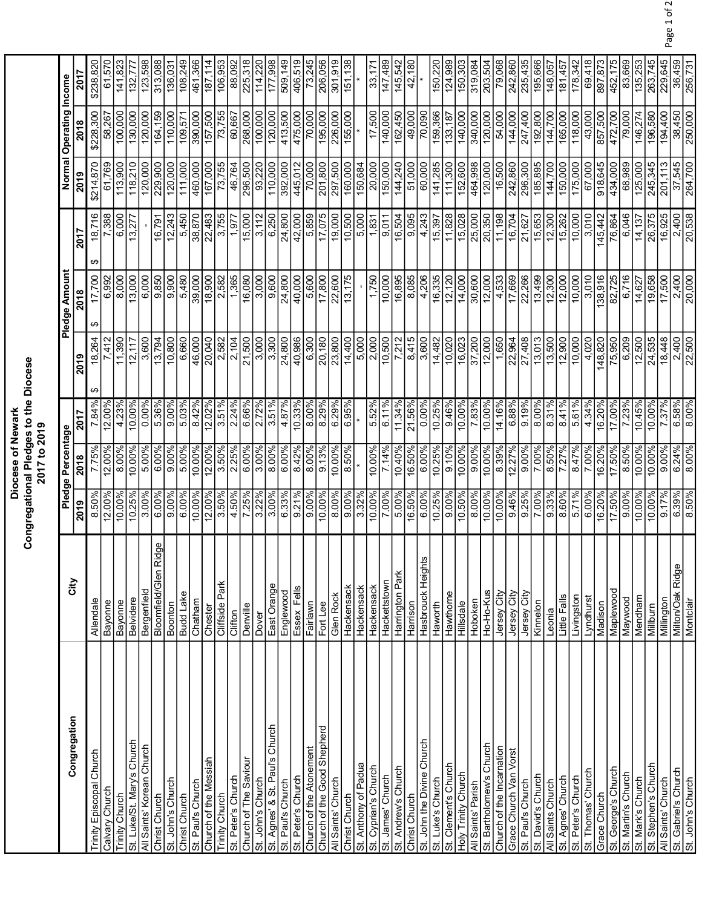# Diocese of Newark
## Congregational Pledges to the Diocese
### 2017 to 2019

| Congregation | City | Pledge Percentage | | | Pledge Amount | | | Normal Operating Income | | |
|---|---|---|---|---|---|---|---|---|---|---|
| | | 2019 | 2018 | 2017 | 2019 | 2018 | 2017 | 2019 | 2018 | 2017 |
| Trinity Episcopal Church | Allendale | 8.50% | 7.75% | 7.84% | $ 18,264 | $ 17,700 | $ 18,716 | $214,870 | $228,300 | $238,820 |
| Calvary Church | Bayonne | 12.00% | 12.00% | 12.00% | 7,412 | 6,992 | 7,388 | 61,769 | 58,267 | 61,570 |
| Trinity Church | Bayonne | 10.00% | 8.00% | 4.23% | 11,390 | 8,000 | 6,000 | 113,900 | 100,000 | 141,823 |
| St. Luke/St. Mary's Church | Belvidere | 10.25% | 10.00% | 10.00% | 12,117 | 13,000 | 13,277 | 118,210 | 130,000 | 132,777 |
| All Saints' Korean Church | Bergenfield | 3.00% | 5.00% | 0.00% | 3,600 | 6,000 | - | 120,000 | 120,000 | 123,598 |
| Christ Church | Bloomfield/Glen Ridge | 6.00% | 6.00% | 5.36% | 13,794 | 9,850 | 16,791 | 229,900 | 164,159 | 313,088 |
| St. John's Church | Boonton | 9.00% | 9.00% | 9.00% | 10,800 | 9,900 | 12,243 | 120,000 | 110,000 | 136,031 |
| Christ Church | Budd Lake | 6.00% | 5.00% | 5.03% | 6,660 | 5,480 | 5,450 | 111,000 | 109,571 | 108,249 |
| St. Paul's Church | Chatham | 10.00% | 10.00% | 8.42% | 46,000 | 39,000 | 38,870 | 460,000 | 390,000 | 461,366 |
| Church of the Messiah | Chester | 12.00% | 12.00% | 12.02% | 20,040 | 18,900 | 22,483 | 167,000 | 157,500 | 187,114 |
| Trinity Church | Cliffside Park | 3.50% | 3.50% | 3.51% | 2,582 | 2,582 | 3,755 | 73,755 | 73,755 | 106,953 |
| St. Peter's Church | Clifton | 4.50% | 2.25% | 2.24% | 2,104 | 1,365 | 1,977 | 46,764 | 60,667 | 88,092 |
| Church of The Saviour | Denville | 7.25% | 6.00% | 6.66% | 21,500 | 16,080 | 15,000 | 296,500 | 268,000 | 225,318 |
| St. John's Church | Dover | 3.22% | 3.00% | 2.72% | 3,000 | 3,000 | 3,112 | 93,220 | 100,000 | 114,220 |
| St. Agnes' & St. Paul's Church | East Orange | 3.00% | 8.00% | 3.51% | 3,300 | 9,600 | 6,250 | 110,000 | 120,000 | 177,998 |
| St. Paul's Church | Englewood | 6.33% | 6.00% | 4.87% | 24,800 | 24,800 | 24,800 | 392,000 | 413,500 | 509,149 |
| St. Peter's Church | Essex Fells | 9.21% | 8.42% | 10.33% | 40,986 | 40,000 | 42,000 | 445,012 | 475,000 | 406,519 |
| Church of the Atonement | Fairlawn | 9.00% | 8.00% | 8.00% | 6,300 | 5,600 | 5,859 | 70,000 | 70,000 | 73,245 |
| Church of the Good Shepherd | Fort Lee | 10.00% | 9.13% | 8.29% | 20,180 | 17,800 | 17,075 | 201,800 | 195,000 | 206,056 |
| All Saints' Church | Glen Rock | 8.00% | 10.00% | 6.29% | 23,800 | 22,600 | 19,000 | 297,500 | 226,000 | 301,919 |
| Christ Church | Hackensack | 9.00% | 8.50% | 6.95% | 14,400 | 13,175 | 10,500 | 160,000 | 155,000 | 151,138 |
| St. Anthony of Padua | Hackensack | 3.32% | * | * | 5,000 | - | 5,000 | 150,684 | * | * |
| St. Cyprian's Church | Hackensack | 10.00% | 10.00% | 5.52% | 2,000 | 1,750 | 1,831 | 20,000 | 17,500 | 33,171 |
| St. James' Church | Hackettstown | 7.00% | 7.14% | 6.11% | 10,500 | 10,000 | 9,011 | 150,000 | 140,000 | 147,489 |
| St. Andrew's Church | Harrington Park | 5.00% | 10.40% | 11.34% | 7,212 | 16,895 | 16,504 | 144,240 | 162,450 | 145,542 |
| Christ Church | Harrison | 16.50% | 16.50% | 21.56% | 8,415 | 8,085 | 9,095 | 51,000 | 49,000 | 42,180 |
| St. John the Divine Church | Hasbrouck Heights | 6.00% | 6.00% | 0.00% | 3,600 | 4,206 | 4,243 | 60,000 | 70,090 | * |
| St. Luke's Church | Haworth | 10.25% | 10.25% | 10.25% | 14,482 | 16,335 | 15,397 | 141,285 | 159,366 | 150,220 |
| St. Clement's Church | Hawthorne | 9.00% | 9.10% | 9.46% | 10,020 | 12,120 | 11,828 | 111,300 | 133,187 | 124,989 |
| Holy Trinity Church | Hillsdale | 10.50% | 10.00% | 10.00% | 16,023 | 14,000 | 15,028 | 152,600 | 140,000 | 150,303 |
| All Saints' Parish | Hoboken | 8.00% | 9.00% | 7.83% | 37,200 | 30,600 | 25,000 | 464,998 | 340,000 | 319,084 |
| St. Bartholomew's Church | Ho-Ho-Kus | 10.00% | 10.00% | 10.00% | 12,000 | 12,000 | 20,350 | 120,000 | 120,000 | 203,504 |
| Church of the Incarnation | Jersey City | 10.00% | 8.39% | 14.16% | 1,650 | 4,533 | 11,198 | 16,500 | 54,000 | 79,068 |
| Grace Church Van Vorst | Jersey City | 9.46% | 12.27% | 6.88% | 22,964 | 17,669 | 16,704 | 242,860 | 144,000 | 242,860 |
| St. Paul's Church | Jersey City | 9.25% | 9.00% | 9.19% | 27,408 | 22,266 | 21,627 | 296,300 | 247,400 | 235,435 |
| St. David's Church | Kinnelon | 7.00% | 7.00% | 8.00% | 13,013 | 13,499 | 15,653 | 185,895 | 192,800 | 195,666 |
| All Saints Church | Leonia | 9.33% | 8.50% | 8.31% | 13,500 | 12,300 | 12,300 | 144,700 | 144,700 | 148,057 |
| St. Agnes' Church | Little Falls | 8.60% | 7.27% | 8.41% | 12,900 | 12,000 | 15,262 | 150,000 | 165,000 | 181,457 |
| St. Peter's Church | Livingston | 5.71% | 8.47% | 5.61% | 10,000 | 10,000 | 10,000 | 175,000 | 118,000 | 178,342 |
| St. Thomas' Church | Lyndhurst | 6.00% | 7.00% | 4.34% | 4,020 | 3,010 | 3,010 | 67,000 | 43,000 | 69,418 |
| Grace Church | Madison | 16.20% | 16.20% | 16.20% | 148,820 | 138,916 | 145,442 | 918,645 | 857,500 | 897,873 |
| St. George's Church | Maplewood | 17.50% | 17.50% | 17.00% | 75,950 | 82,725 | 76,864 | 434,000 | 472,700 | 452,175 |
| St. Martin's Church | Maywood | 9.00% | 8.50% | 7.23% | 6,209 | 6,716 | 6,046 | 68,989 | 79,000 | 83,669 |
| St. Mark's Church | Mendham | 10.00% | 10.00% | 10.45% | 12,500 | 14,627 | 14,137 | 125,000 | 146,274 | 135,253 |
| St. Stephen's Church | Millburn | 10.00% | 10.00% | 10.00% | 24,535 | 19,658 | 26,375 | 245,345 | 196,580 | 263,745 |
| All Saints' Church | Millington | 9.17% | 9.00% | 7.37% | 18,448 | 17,500 | 16,925 | 201,113 | 194,400 | 229,645 |
| St. Gabriel's Church | Milton/Oak Ridge | 6.39% | 6.24% | 6.58% | 2,400 | 2,400 | 2,400 | 37,545 | 38,450 | 36,459 |
| St. John's Church | Montclair | 8.50% | 8.00% | 8.00% | 22,500 | 20,000 | 20,538 | 264,700 | 250,000 | 256,731 |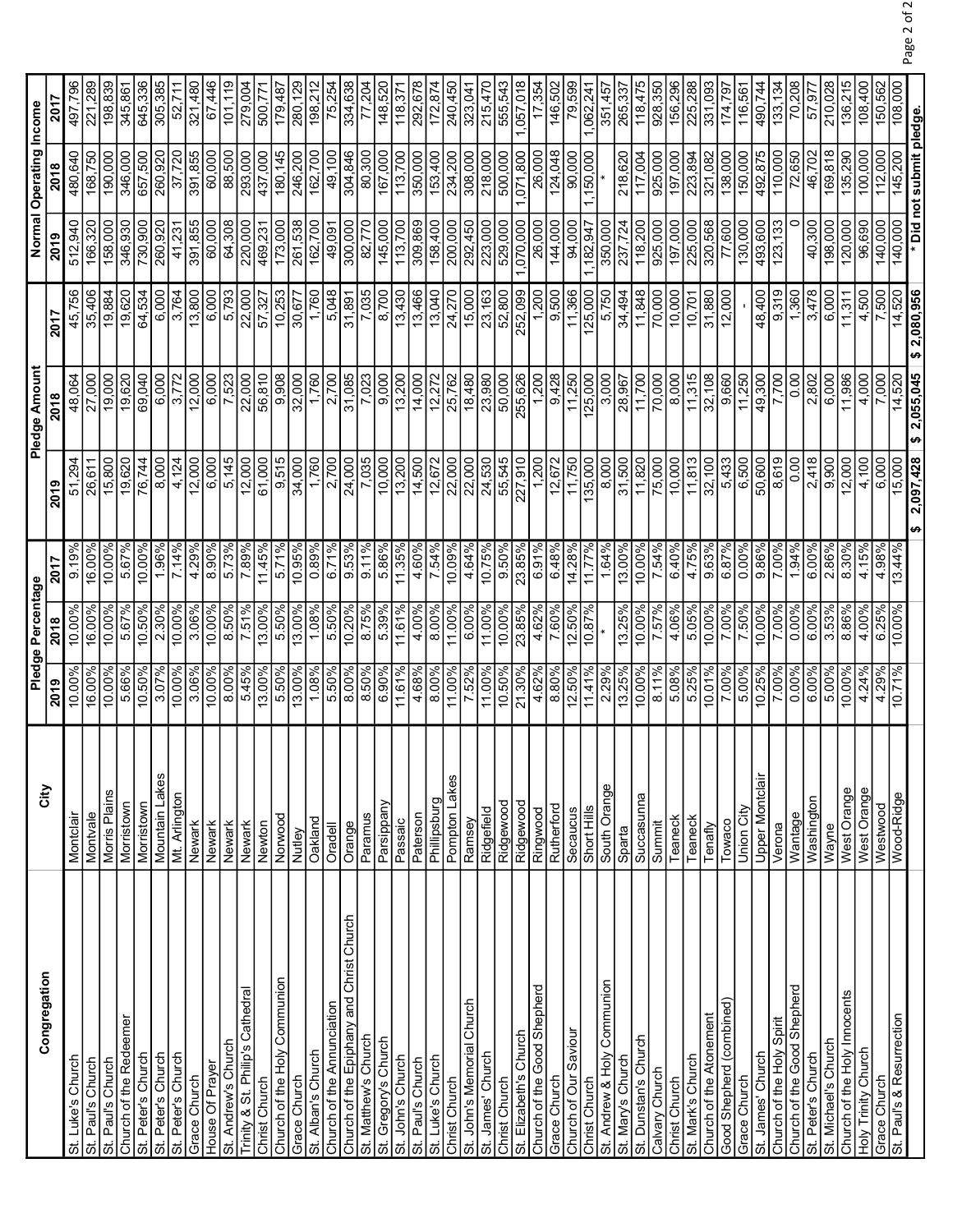| Congregation | City | Pledge Percentage | | | Pledge Amount | | | Normal Operating Income | | |
|---|---|---|---|---|---|---|---|---|---|---|
| | | 2019 | 2018 | 2017 | 2019 | 2018 | 2017 | 2019 | 2018 | 2017 |
| St. Luke's Church | Montclair | 10.00% | 10.00% | 9.19% | 51,294 | 48,064 | 45,756 | 512,940 | 480,640 | 497,796 |
| St. Paul's Church | Montvale | 16.00% | 16.00% | 16.00% | 26,611 | 27,000 | 35,406 | 166,320 | 168,750 | 221,289 |
| St. Paul's Church | Morris Plains | 10.00% | 10.00% | 10.00% | 15,800 | 19,000 | 19,884 | 158,000 | 190,000 | 198,839 |
| Church of the Redeemer | Morristown | 5.66% | 5.67% | 5.67% | 19,620 | 19,620 | 19,620 | 346,930 | 346,000 | 345,861 |
| St. Peter's Church | Morristown | 10.50% | 10.50% | 10.00% | 76,744 | 69,040 | 64,534 | 730,900 | 657,500 | 645,336 |
| St. Peter's Church | Mountain Lakes | 3.07% | 2.30% | 1.96% | 8,000 | 6,000 | 6,000 | 260,920 | 260,920 | 305,385 |
| St. Peter's Church | Mt. Arlington | 10.00% | 10.00% | 7.14% | 4,124 | 3,772 | 3,764 | 41,231 | 37,720 | 52,711 |
| Grace Church | Newark | 3.06% | 3.06% | 4.29% | 12,000 | 12,000 | 13,800 | 391,855 | 391,855 | 321,480 |
| House Of Prayer | Newark | 10.00% | 10.00% | 8.90% | 6,000 | 6,000 | 6,000 | 60,000 | 60,000 | 67,446 |
| St. Andrew's Church | Newark | 8.00% | 8.50% | 5.73% | 5,145 | 7,523 | 5,793 | 64,308 | 88,500 | 101,119 |
| Trinity & St. Philip's Cathedral | Newark | 5.45% | 7.51% | 7.89% | 12,000 | 22,000 | 22,000 | 220,000 | 293,000 | 279,004 |
| Christ Church | Newton | 13.00% | 13.00% | 11.45% | 61,000 | 56,810 | 57,327 | 469,231 | 437,000 | 500,771 |
| Church of the Holy Communion | Norwood | 5.50% | 5.50% | 5.71% | 9,515 | 9,908 | 10,253 | 173,000 | 180,145 | 179,487 |
| Grace Church | Nutley | 13.00% | 13.00% | 10.95% | 34,000 | 32,000 | 30,677 | 261,538 | 246,200 | 280,129 |
| St. Alban's Church | Oakland | 1.08% | 1.08% | 0.89% | 1,760 | 1,760 | 1,760 | 162,700 | 162,700 | 198,212 |
| Church of the Annunciation | Oradell | 5.50% | 5.50% | 6.71% | 2,700 | 2,700 | 5,048 | 49,091 | 49,100 | 75,254 |
| Church of the Epiphany and Christ Church | Orange | 8.00% | 10.20% | 9.53% | 24,000 | 31,085 | 31,891 | 300,000 | 304,846 | 334,638 |
| St. Matthew's Church | Paramus | 8.50% | 8.75% | 9.11% | 7,035 | 7,023 | 7,035 | 82,770 | 80,300 | 77,204 |
| St. Gregory's Church | Parsippany | 6.90% | 5.39% | 5.86% | 10,000 | 9,000 | 8,700 | 145,000 | 167,000 | 148,520 |
| St. John's Church | Passaic | 11.61% | 11.61% | 11.35% | 13,200 | 13,200 | 13,430 | 113,700 | 113,700 | 118,371 |
| St. Paul's Church | Paterson | 4.68% | 4.00% | 4.60% | 14,500 | 14,000 | 13,466 | 309,869 | 350,000 | 292,678 |
| St. Luke's Church | Phillipsburg | 8.00% | 8.00% | 7.54% | 12,672 | 12,272 | 13,040 | 158,400 | 153,400 | 172,874 |
| Christ Church | Pompton Lakes | 11.00% | 11.00% | 10.09% | 22,000 | 25,762 | 24,270 | 200,000 | 234,200 | 240,450 |
| St. John's Memorial Church | Ramsey | 7.52% | 6.00% | 4.64% | 22,000 | 18,480 | 15,000 | 292,450 | 308,000 | 323,041 |
| St. James' Church | Ridgefield | 11.00% | 11.00% | 10.75% | 24,530 | 23,980 | 23,163 | 223,000 | 218,000 | 215,470 |
| Christ Church | Ridgewood | 10.50% | 10.00% | 9.50% | 55,545 | 50,000 | 52,800 | 529,000 | 500,000 | 555,543 |
| St. Elizabeth's Church | Ridgewood | 21.30% | 23.85% | 23.85% | 227,910 | 255,626 | 252,099 | 1,070,000 | 1,071,800 | 1,057,018 |
| Church of the Good Shepherd | Ringwood | 4.62% | 4.62% | 6.91% | 1,200 | 1,200 | 1,200 | 26,000 | 26,000 | 17,354 |
| Grace Church | Rutherford | 8.80% | 7.60% | 6.48% | 12,672 | 9,428 | 9,500 | 144,000 | 124,048 | 146,502 |
| Church of Our Saviour | Secaucus | 12.50% | 12.50% | 14.28% | 11,750 | 11,250 | 11,366 | 94,000 | 90,000 | 79,599 |
| Christ Church | Short Hills | 11.41% | 10.87% | 11.77% | 135,000 | 125,000 | 125,000 | 1,182,947 | 1,150,000 | 1,062,241 |
| St. Andrew & Holy Communion | South Orange | 2.29% | * | 1.64% | 8,000 | 3,000 | 5,750 | 350,000 | * | 351,457 |
| St. Mary's Church | Sparta | 13.25% | 13.25% | 13.00% | 31,500 | 28,967 | 34,494 | 237,724 | 218,620 | 265,337 |
| St. Dunstan's Church | Succasunna | 10.00% | 10.00% | 10.00% | 11,820 | 11,700 | 11,848 | 118,200 | 117,004 | 118,475 |
| Calvary Church | Summit | 8.11% | 7.57% | 7.54% | 75,000 | 70,000 | 70,000 | 925,000 | 925,000 | 928,350 |
| Christ Church | Teaneck | 5.08% | 4.06% | 6.40% | 10,000 | 8,000 | 10,000 | 197,000 | 197,000 | 156,296 |
| St. Mark's Church | Teaneck | 5.25% | 5.05% | 4.75% | 11,813 | 11,315 | 10,701 | 225,000 | 223,894 | 225,288 |
| Church of the Atonement | Tenafly | 10.01% | 10.00% | 9.63% | 32,100 | 32,108 | 31,880 | 320,568 | 321,082 | 331,093 |
| Good Shepherd (combined) | Towaco | 7.00% | 7.00% | 6.87% | 5,433 | 9,660 | 12,000 | 77,600 | 138,000 | 174,797 |
| Grace Church | Union City | 5.00% | 7.50% | 0.00% | 6,500 | 11,250 | - | 130,000 | 150,000 | 116,561 |
| St. James' Church | Upper Montclair | 10.25% | 10.00% | 9.86% | 50,600 | 49,300 | 48,400 | 493,600 | 492,875 | 490,744 |
| Church of the Holy Spirit | Verona | 7.00% | 7.00% | 7.00% | 8,619 | 7,700 | 9,319 | 123,133 | 110,000 | 133,134 |
| Church of the Good Shepherd | Wantage | 0.00% | 0.00% | 1.94% | 0.00 | 0.00 | 1,360 | 0 | 72,650 | 70,208 |
| St. Peter's Church | Washington | 6.00% | 6.00% | 6.00% | 2,418 | 2,802 | 3,478 | 40,300 | 46,702 | 57,977 |
| St. Michael's Church | Wayne | 5.00% | 3.53% | 2.86% | 9,900 | 6,000 | 6,000 | 198,000 | 169,818 | 210,028 |
| Church of the Holy Innocents | West Orange | 10.00% | 8.86% | 8.30% | 12,000 | 11,986 | 11,311 | 120,000 | 135,290 | 136,215 |
| Holy Trinity Church | West Orange | 4.24% | 4.00% | 4.15% | 4,100 | 4,000 | 4,500 | 96,690 | 100,000 | 108,400 |
| Grace Church | Westwood | 4.29% | 6.25% | 4.98% | 6,000 | 7,000 | 7,500 | 140,000 | 112,000 | 150,562 |
| St. Paul's & Resurrection | Wood-Ridge | 10.71% | 10.00% | 13.44% | 15,000 | 14,520 | 14,520 | 140,000 | 145,200 | 108,000 |
| | | | | | $ 2,097,428 | $ 2,055,045 | $ 2,080,956 | * Did not submit pledge. | | |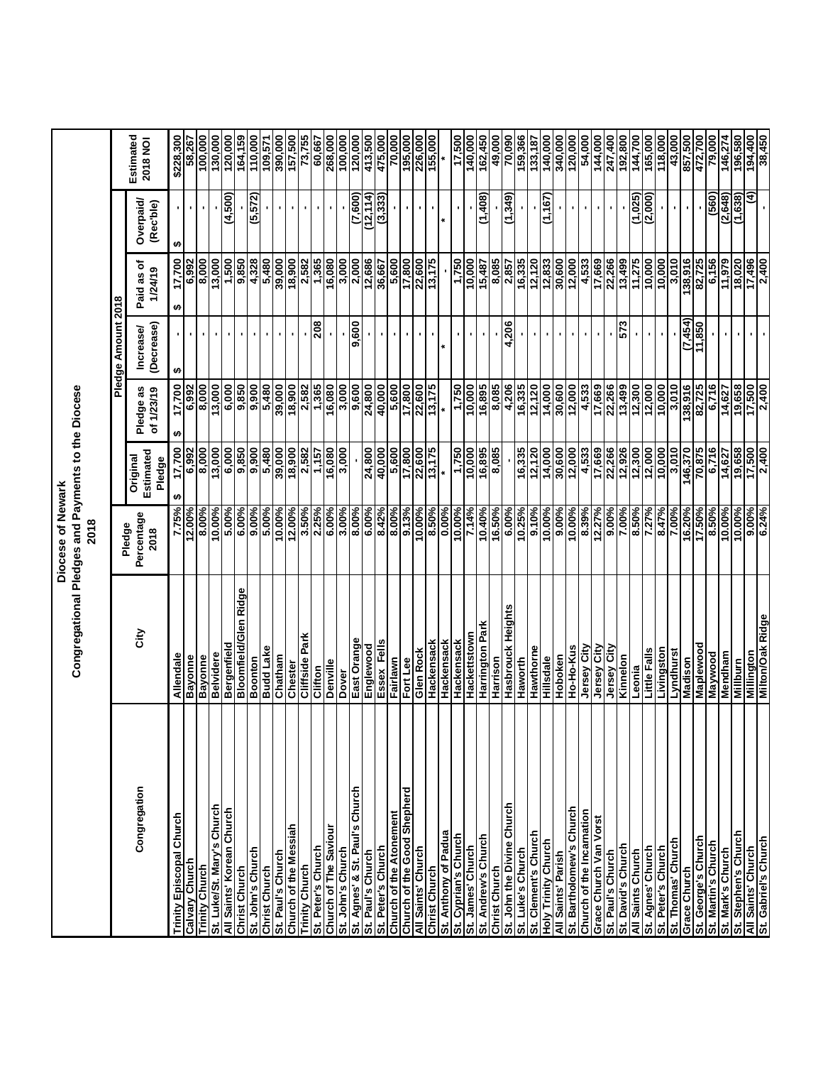# Diocese of Newark

## Congregational Pledges and Payments to the Diocese

## 2018

| Congregation | City | Pledge Percentage 2018 | Original Estimated Pledge | Pledge Amount 2018 | | | | Estimated 2018 NOI |
|---|---|---|---|---|---|---|---|---|
| | | | | Pledge as of 1/23/19 | Increase/ (Decrease) | Paid as of 1/24/19 | Overpaid/ (Rec'ble) | |
| Trinity Episcopal Church | Allendale | 7.75% | $ 17,700 | $ 17,700 | $ - | $ 17,700 | $ - | $228,300 |
| Calvary Church | Bayonne | 12.00% | 6,992 | 6,992 | - | 6,992 | - | 58,267 |
| Trinity Church | Bayonne | 8.00% | 8,000 | 8,000 | - | 8,000 | - | 100,000 |
| St. Luke/St. Mary's Church | Belvidere | 10.00% | 13,000 | 13,000 | - | 13,000 | - | 130,000 |
| All Saints' Korean Church | Bergenfield | 5.00% | 6,000 | 6,000 | - | 1,500 | (4,500) | 120,000 |
| Christ Church | Bloomfield/Glen Ridge | 6.00% | 9,850 | 9,850 | - | 9,850 | - | 164,159 |
| St. John's Church | Boonton | 9.00% | 9,900 | 9,900 | - | 4,328 | (5,572) | 110,000 |
| Christ Church | Budd Lake | 5.00% | 5,480 | 5,480 | - | 5,480 | - | 109,571 |
| St. Paul's Church | Chatham | 10.00% | 39,000 | 39,000 | - | 39,000 | - | 390,000 |
| Church of the Messiah | Chester | 12.00% | 18,900 | 18,900 | - | 18,900 | - | 157,500 |
| Trinity Church | Cliffside Park | 3.50% | 2,582 | 2,582 | - | 2,582 | - | 73,755 |
| St. Peter's Church | Clifton | 2.25% | 1,157 | 1,365 | 208 | 1,365 | - | 60,667 |
| Church of The Saviour | Denville | 6.00% | 16,080 | 16,080 | - | 16,080 | - | 268,000 |
| St. John's Church | Dover | 3.00% | 3,000 | 3,000 | - | 3,000 | - | 100,000 |
| St. Agnes' & St. Paul's Church | East Orange | 8.00% | - | 9,600 | 9,600 | 2,000 | (7,600) | 120,000 |
| St. Paul's Church | Englewood | 6.00% | 24,800 | 24,800 | - | 12,686 | (12,114) | 413,500 |
| St. Peter's Church | Essex Fells | 8.42% | 40,000 | 40,000 | - | 36,667 | (3,333) | 475,000 |
| Church of the Atonement | Fairlawn | 8.00% | 5,600 | 5,600 | - | 5,600 | - | 70,000 |
| Church of the Good Shepherd | Fort Lee | 9.13% | 17,800 | 17,800 | - | 17,800 | - | 195,000 |
| All Saints' Church | Glen Rock | 10.00% | 22,600 | 22,600 | - | 22,600 | - | 226,000 |
| Christ Church | Hackensack | 8.50% | 13,175 | 13,175 | - | 13,175 | - | 155,000 |
| St. Anthony of Padua | Hackensack | 0.00% | * | * | * | - | * | * |
| St. Cyprian's Church | Hackensack | 10.00% | 1,750 | 1,750 | - | 1,750 | - | 17,500 |
| St. James' Church | Hackettstown | 7.14% | 10,000 | 10,000 | - | 10,000 | - | 140,000 |
| St. Andrew's Church | Harrington Park | 10.40% | 16,895 | 16,895 | - | 15,487 | (1,408) | 162,450 |
| Christ Church | Harrison | 16.50% | 8,085 | 8,085 | - | 8,085 | - | 49,000 |
| St. John the Divine Church | Hasbrouck Heights | 6.00% | - | 4,206 | 4,206 | 2,857 | (1,349) | 70,090 |
| St. Luke's Church | Haworth | 10.25% | 16,335 | 16,335 | - | 16,335 | - | 159,366 |
| St. Clement's Church | Hawthorne | 9.10% | 12,120 | 12,120 | - | 12,120 | - | 133,187 |
| Holy Trinity Church | Hillsdale | 10.00% | 14,000 | 14,000 | - | 12,833 | (1,167) | 140,000 |
| All Saints' Parish | Hoboken | 9.00% | 30,600 | 30,600 | - | 30,600 | - | 340,000 |
| St. Bartholomew's Church | Ho-Ho-Kus | 10.00% | 12,000 | 12,000 | - | 12,000 | - | 120,000 |
| Church of the Incarnation | Jersey City | 8.39% | 4,533 | 4,533 | - | 4,533 | - | 54,000 |
| Grace Church Van Vorst | Jersey City | 12.27% | 17,669 | 17,669 | - | 17,669 | - | 144,000 |
| St. Paul's Church | Jersey City | 9.00% | 22,266 | 22,266 | - | 22,266 | - | 247,400 |
| St. David's Church | Kinnelon | 7.00% | 12,926 | 13,499 | 573 | 13,499 | - | 192,800 |
| All Saints Church | Leonia | 8.50% | 12,300 | 12,300 | - | 11,275 | (1,025) | 144,700 |
| St. Agnes' Church | Little Falls | 7.27% | 12,000 | 12,000 | - | 10,000 | (2,000) | 165,000 |
| St. Peter's Church | Livingston | 8.47% | 10,000 | 10,000 | - | 10,000 | - | 118,000 |
| St. Thomas' Church | Lyndhurst | 7.00% | 3,010 | 3,010 | - | 3,010 | - | 43,000 |
| Grace Church | Madison | 16.20% | 146,370 | 138,916 | (7,454) | 138,916 | - | 857,500 |
| St. George's Church | Maplewood | 17.50% | 70,875 | 82,725 | 11,850 | 82,725 | - | 472,700 |
| St. Martin's Church | Maywood | 8.50% | 6,716 | 6,716 | - | 6,156 | (560) | 79,000 |
| St. Mark's Church | Mendham | 10.00% | 14,627 | 14,627 | - | 11,979 | (2,648) | 146,274 |
| St. Stephen's Church | Millburn | 10.00% | 19,658 | 19,658 | - | 18,020 | (1,638) | 196,580 |
| All Saints' Church | Millington | 9.00% | 17,500 | 17,500 | - | 17,496 | (4) | 194,400 |
| St. Gabriel's Church | Milton/Oak Ridge | 6.24% | 2,400 | 2,400 | - | 2,400 | - | 38,450 |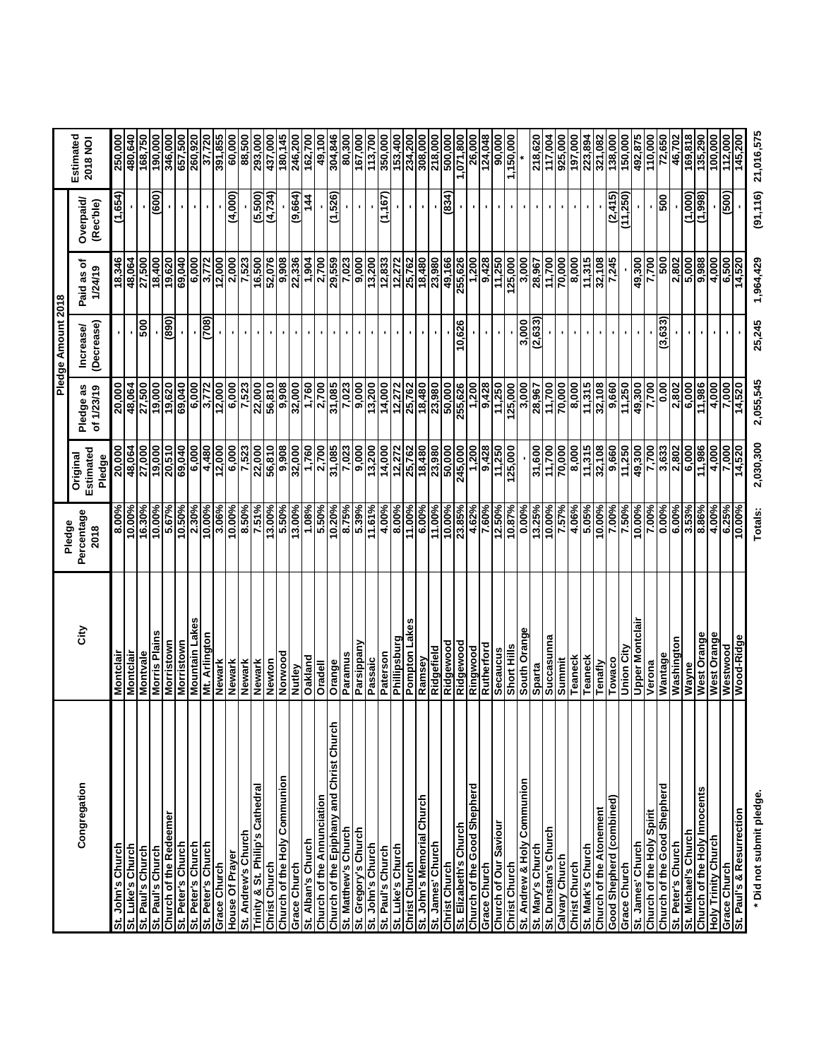| Congregation | City | Pledge Percentage 2018 | Pledge Amount 2018 | | | | | Estimated 2018 NOI |
|---|---|---|---|---|---|---|---|---|
| | | | Original Estimated Pledge | Pledge as of 1/23/19 | Increase/ (Decrease) | Paid as of 1/24/19 | Overpaid/ (Rec'ble) | |
| St. John's Church | Montclair | 8.00% | 20,000 | 20,000 | - | 18,346 | (1,654) | 250,000 |
| St. Luke's Church | Montclair | 10.00% | 48,064 | 48,064 | - | 48,064 | - | 480,640 |
| St. Paul's Church | Montvale | 16.30% | 27,000 | 27,500 | 500 | 27,500 | - | 168,750 |
| St. Paul's Church | Morris Plains | 10.00% | 19,000 | 19,000 | - | 18,400 | (600) | 190,000 |
| Church of the Redeemer | Morristown | 5.67% | 20,510 | 19,620 | (890) | 19,620 | - | 346,000 |
| St. Peter's Church | Morristown | 10.50% | 69,040 | 69,040 | - | 69,040 | - | 657,500 |
| St. Peter's Church | Mountain Lakes | 2.30% | 6,000 | 6,000 | - | 6,000 | - | 260,920 |
| St. Peter's Church | Mt. Arlington | 10.00% | 4,480 | 3,772 | (708) | 3,772 | - | 37,720 |
| Grace Church | Newark | 3.06% | 12,000 | 12,000 | - | 12,000 | - | 391,855 |
| House Of Prayer | Newark | 10.00% | 6,000 | 6,000 | - | 2,000 | (4,000) | 60,000 |
| St. Andrew's Church | Newark | 8.50% | 7,523 | 7,523 | - | 7,523 | - | 88,500 |
| Trinity & St. Philip's Cathedral | Newark | 7.51% | 22,000 | 22,000 | - | 16,500 | (5,500) | 293,000 |
| Christ Church | Newton | 13.00% | 56,810 | 56,810 | - | 52,076 | (4,734) | 437,000 |
| Church of the Holy Communion | Norwood | 5.50% | 9,908 | 9,908 | - | 9,908 | - | 180,145 |
| Grace Church | Nutley | 13.00% | 32,000 | 32,000 | - | 22,336 | (9,664) | 246,200 |
| St. Alban's Church | Oakland | 1.08% | 1,760 | 1,760 | - | 1,904 | 144 | 162,700 |
| Church of the Annunciation | Oradell | 5.50% | 2,700 | 2,700 | - | 2,700 | - | 49,100 |
| Church of the Epiphany and Christ Church | Orange | 10.20% | 31,085 | 31,085 | - | 29,559 | (1,526) | 304,846 |
| St. Matthew's Church | Paramus | 8.75% | 7,023 | 7,023 | - | 7,023 | - | 80,300 |
| St. Gregory's Church | Parsippany | 5.39% | 9,000 | 9,000 | - | 9,000 | - | 167,000 |
| St. John's Church | Passaic | 11.61% | 13,200 | 13,200 | - | 13,200 | - | 113,700 |
| St. Paul's Church | Paterson | 4.00% | 14,000 | 14,000 | - | 12,833 | (1,167) | 350,000 |
| St. Luke's Church | Phillipsburg | 8.00% | 12,272 | 12,272 | - | 12,272 | - | 153,400 |
| Christ Church | Pompton Lakes | 11.00% | 25,762 | 25,762 | - | 25,762 | - | 234,200 |
| St. John's Memorial Church | Ramsey | 6.00% | 18,480 | 18,480 | - | 18,480 | - | 308,000 |
| St. James' Church | Ridgefield | 11.00% | 23,980 | 23,980 | - | 23,980 | - | 218,000 |
| Christ Church | Ridgewood | 10.00% | 50,000 | 50,000 | - | 49,166 | (834) | 500,000 |
| St. Elizabeth's Church | Ridgewood | 23.85% | 245,000 | 255,626 | 10,626 | 255,626 | - | 1,071,800 |
| Church of the Good Shepherd | Ringwood | 4.62% | 1,200 | 1,200 | - | 1,200 | - | 26,000 |
| Grace Church | Rutherford | 7.60% | 9,428 | 9,428 | - | 9,428 | - | 124,048 |
| Church of Our Saviour | Secaucus | 12.50% | 11,250 | 11,250 | - | 11,250 | - | 90,000 |
| Christ Church | Short Hills | 10.87% | 125,000 | 125,000 | - | 125,000 | - | 1,150,000 |
| St. Andrew & Holy Communion | South Orange | 0.00% | - | 3,000 | 3,000 | 3,000 | - | * |
| St. Mary's Church | Sparta | 13.25% | 31,600 | 28,967 | (2,633) | 28,967 | - | 218,620 |
| St. Dunstan's Church | Succasunna | 10.00% | 11,700 | 11,700 | - | 11,700 | - | 117,004 |
| Calvary Church | Summit | 7.57% | 70,000 | 70,000 | - | 70,000 | - | 925,000 |
| Christ Church | Teaneck | 4.06% | 8,000 | 8,000 | - | 8,000 | - | 197,000 |
| St. Mark's Church | Teaneck | 5.05% | 11,315 | 11,315 | - | 11,315 | - | 223,894 |
| Church of the Atonement | Tenafly | 10.00% | 32,108 | 32,108 | - | 32,108 | - | 321,082 |
| Good Shepherd (combined) | Towaco | 7.00% | 9,660 | 9,660 | - | 7,245 | (2,415) | 138,000 |
| Grace Church | Union City | 7.50% | 11,250 | 11,250 | - | - | (11,250) | 150,000 |
| St. James' Church | Upper Montclair | 10.00% | 49,300 | 49,300 | - | 49,300 | - | 492,875 |
| Church of the Holy Spirit | Verona | 7.00% | 7,700 | 7,700 | - | 7,700 | - | 110,000 |
| Church of the Good Shepherd | Wantage | 0.00% | 3,633 | 0.00 | (3,633) | 500 | 500 | 72,650 |
| St. Peter's Church | Washington | 6.00% | 2,802 | 2,802 | - | 2,802 | - | 46,702 |
| St. Michael's Church | Wayne | 3.53% | 6,000 | 6,000 | - | 5,000 | (1,000) | 169,818 |
| Church of the Holy Innocents | West Orange | 8.86% | 11,986 | 11,986 | - | 9,988 | (1,998) | 135,290 |
| Holy Trinity Church | West Orange | 4.00% | 4,000 | 4,000 | - | 4,000 | - | 100,000 |
| Grace Church | Westwood | 6.25% | 7,000 | 7,000 | - | 6,500 | (500) | 112,000 |
| St. Paul's & Resurrection | Wood-Ridge | 10.00% | 14,520 | 14,520 | - | 14,520 | - | 145,200 |
| | | Totals: | 2,030,300 | 2,055,545 | 25,245 | 1,964,429 | (91,116) | 21,016,575 |

\* Did not submit pledge.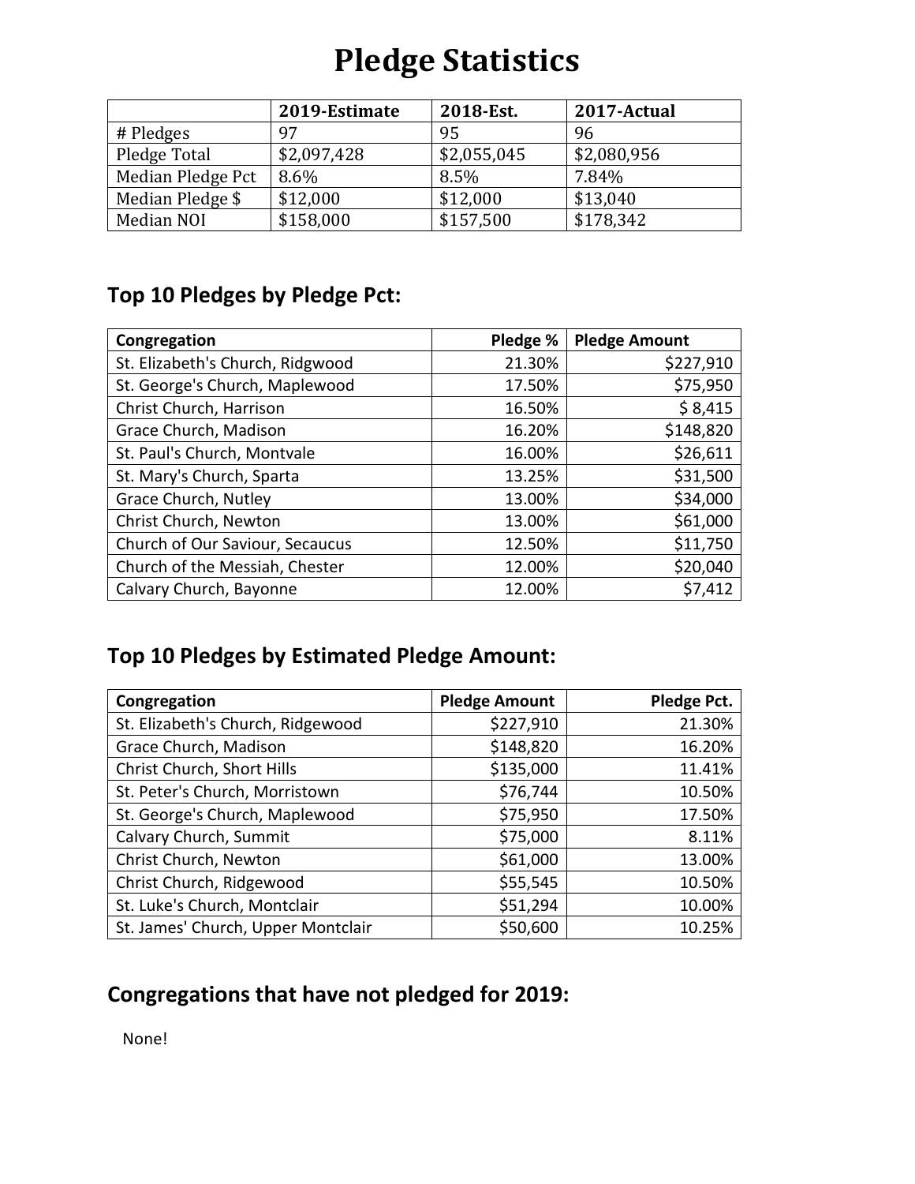# Pledge Statistics

| | 2019-Estimate | 2018-Est. | 2017-Actual |
|---|---|---|---|
| # Pledges | 97 | 95 | 96 |
| Pledge Total | $2,097,428 | $2,055,045 | $2,080,956 |
| Median Pledge Pct | 8.6% | 8.5% | 7.84% |
| Median Pledge $ | $12,000 | $12,000 | $13,040 |
| Median NOI | $158,000 | $157,500 | $178,342 |

## Top 10 Pledges by Pledge Pct:

| Congregation | Pledge % | Pledge Amount |
|---|---|---|
| St. Elizabeth's Church, Ridgwood | 21.30% | $227,910 |
| St. George's Church, Maplewood | 17.50% | $75,950 |
| Christ Church, Harrison | 16.50% | $ 8,415 |
| Grace Church, Madison | 16.20% | $148,820 |
| St. Paul's Church, Montvale | 16.00% | $26,611 |
| St. Mary's Church, Sparta | 13.25% | $31,500 |
| Grace Church, Nutley | 13.00% | $34,000 |
| Christ Church, Newton | 13.00% | $61,000 |
| Church of Our Saviour, Secaucus | 12.50% | $11,750 |
| Church of the Messiah, Chester | 12.00% | $20,040 |
| Calvary Church, Bayonne | 12.00% | $7,412 |

## Top 10 Pledges by Estimated Pledge Amount:

| Congregation | Pledge Amount | Pledge Pct. |
|---|---|---|
| St. Elizabeth's Church, Ridgewood | $227,910 | 21.30% |
| Grace Church, Madison | $148,820 | 16.20% |
| Christ Church, Short Hills | $135,000 | 11.41% |
| St. Peter's Church, Morristown | $76,744 | 10.50% |
| St. George's Church, Maplewood | $75,950 | 17.50% |
| Calvary Church, Summit | $75,000 | 8.11% |
| Christ Church, Newton | $61,000 | 13.00% |
| Christ Church, Ridgewood | $55,545 | 10.50% |
| St. Luke's Church, Montclair | $51,294 | 10.00% |
| St. James' Church, Upper Montclair | $50,600 | 10.25% |

## Congregations that have not pledged for 2019:

None!